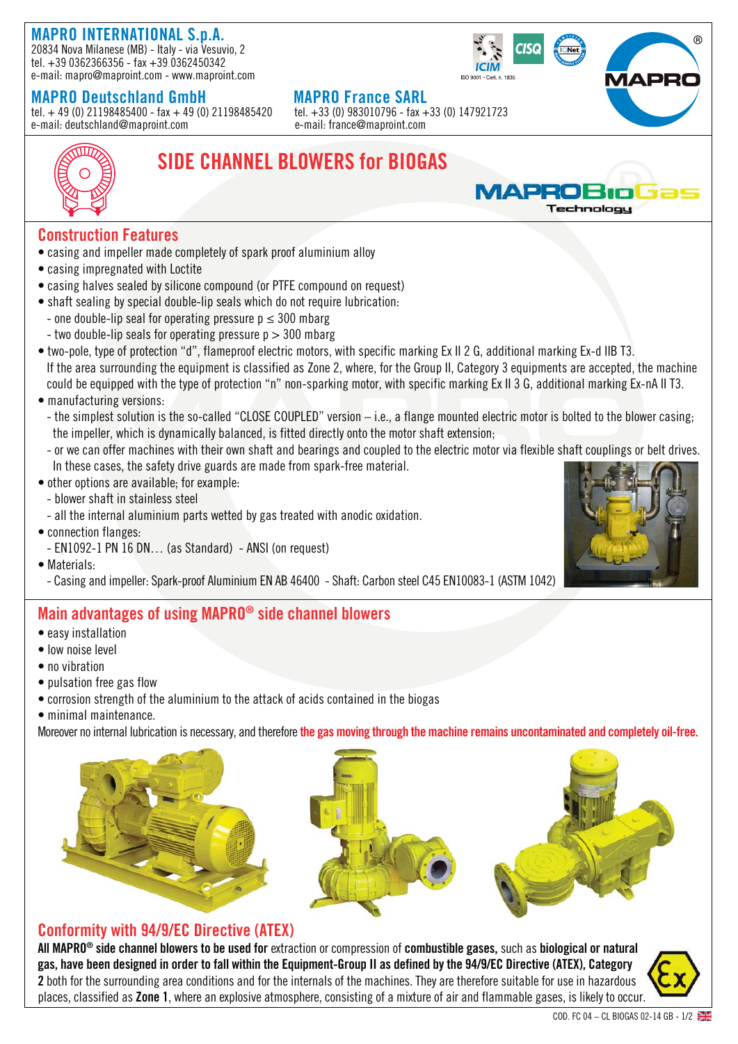**MAPRO INTERNATIONAL S.p.A.**
20834 Nova Milanese (MB) - Italy - via Vesuvio, 2
tel. +39 0362366356 - fax +39 0362450342
e-mail: mapro@maproint.com - www.maproint.com

**MAPRO Deutschland GmbH**
tel. + 49 (0) 21198485400 - fax + 49 (0) 21198485420
e-mail: deutschland@maproint.com

**MAPRO France SARL**
tel. +33 (0) 983010796 - fax +33 (0) 147921723
e-mail: france@maproint.com

ISO 9001 - Cert. n. 1835

# SIDE CHANNEL BLOWERS for BIOGAS

MAPRO BioGas Technology

## Construction Features

- casing and impeller made completely of spark proof aluminium alloy
- casing impregnated with Loctite
- casing halves sealed by silicone compound (or PTFE compound on request)
- shaft sealing by special double-lip seals which do not require lubrication:
  - one double-lip seal for operating pressure p ≤ 300 mbarg
  - two double-lip seals for operating pressure p > 300 mbarg
- two-pole, type of protection “d”, flameproof electric motors, with specific marking Ex II 2 G, additional marking Ex-d IIB T3.
  If the area surrounding the equipment is classified as Zone 2, where, for the Group II, Category 3 equipments are accepted, the machine could be equipped with the type of protection “n” non-sparking motor, with specific marking Ex II 3 G, additional marking Ex-nA II T3.
- manufacturing versions:
  - the simplest solution is the so-called “CLOSE COUPLED” version – i.e., a flange mounted electric motor is bolted to the blower casing; the impeller, which is dynamically balanced, is fitted directly onto the motor shaft extension;
  - or we can offer machines with their own shaft and bearings and coupled to the electric motor via flexible shaft couplings or belt drives. In these cases, the safety drive guards are made from spark-free material.
- other options are available; for example:
  - blower shaft in stainless steel
  - all the internal aluminium parts wetted by gas treated with anodic oxidation.
- connection flanges:
  - EN1092-1 PN 16 DN… (as Standard) - ANSI (on request)
- Materials:
  - Casing and impeller: Spark-proof Aluminium EN AB 46400 - Shaft: Carbon steel C45 EN10083-1 (ASTM 1042)

## Main advantages of using MAPRO® side channel blowers

- easy installation
- low noise level
- no vibration
- pulsation free gas flow
- corrosion strength of the aluminium to the attack of acids contained in the biogas
- minimal maintenance.

Moreover no internal lubrication is necessary, and therefore **the gas moving through the machine remains uncontaminated and completely oil-free.**

## Conformity with 94/9/EC Directive (ATEX)

**All MAPRO® side channel blowers to be used for** extraction or compression of **combustible gases**, such as **biological or natural gas, have been designed in order to fall within the Equipment-Group II as defined by the 94/9/EC Directive (ATEX), Category 2** both for the surrounding area conditions and for the internals of the machines. They are therefore suitable for use in hazardous places, classified as **Zone 1**, where an explosive atmosphere, consisting of a mixture of air and flammable gases, is likely to occur.

COD. FC 04 – CL BIOGAS 02-14 GB - 1/2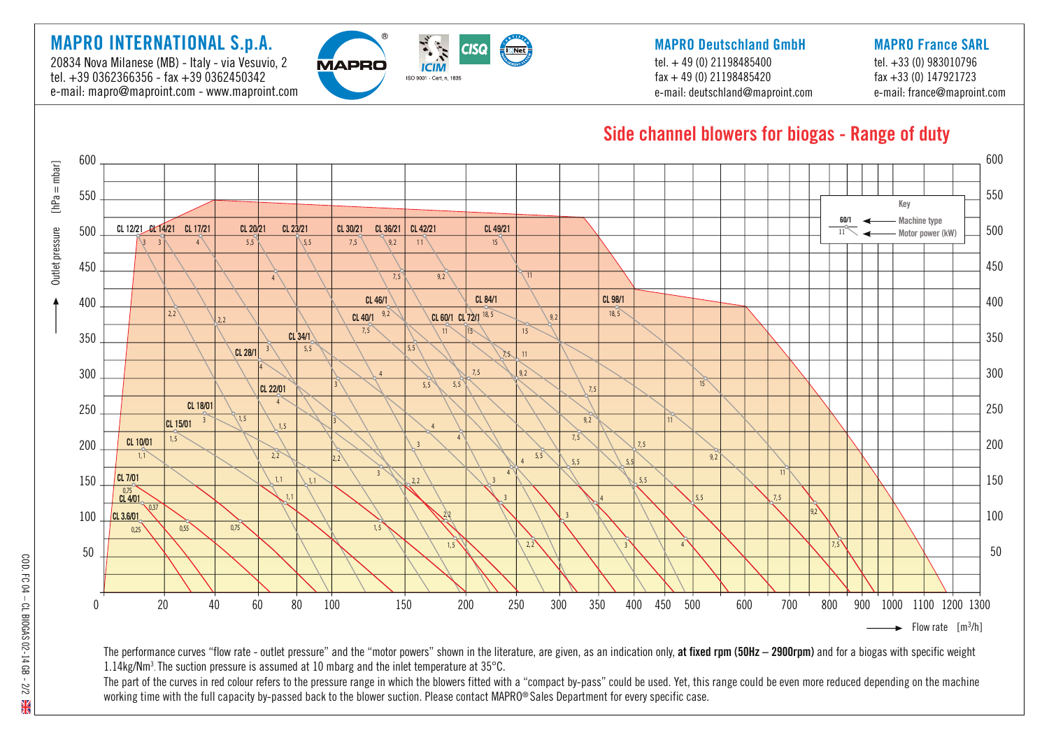# MAPRO INTERNATIONAL S.p.A.

20834 Nova Milanese (MB) - Italy - via Vesuvio, 2
tel. +39 0362366356 - fax +39 0362450342
e-mail: mapro@maproint.com - www.maproint.com

MAPRO®

ICIM ISO 9001 - Cert. n. 1835

CISQ

IQNet

**MAPRO Deutschland GmbH**
tel. + 49 (0) 21198485400
fax + 49 (0) 21198485420
e-mail: deutschland@maproint.com

**MAPRO France SARL**
tel. +33 (0) 983010796
fax +33 (0) 147921723
e-mail: france@maproint.com

## Side channel blowers for biogas - Range of duty

Outlet pressure [hPa = mbar]

600
550
500
450
400
350
300
250
200
150
100
50

Flow rate [m³/h]

0 20 40 60 80 100 150 200 250 300 350 400 450 500 600 700 800 900 1000 1100 1200 1300

Key
60/1 — Machine type
11 — Motor power (kW)

CL 12/21 CL 14/21 CL 17/21 CL 20/21 CL 23/21 CL 30/21 CL 36/21 CL 42/21 CL 49/21
CL 46/1 CL 40/1 CL 60/1 CL 72/1 CL 84/1 CL 98/1
CL 34/1 CL 28/1 CL 22/01 CL 18/01 CL 15/01 CL 10/01 CL 7/01 CL 4/01 CL 3.6/01

The performance curves "flow rate - outlet pressure" and the "motor powers" shown in the literature, are given, as an indication only, **at fixed rpm (50Hz – 2900rpm)** and for a biogas with specific weight 1.14kg/Nm³. The suction pressure is assumed at 10 mbarg and the inlet temperature at 35°C.

The part of the curves in red colour refers to the pressure range in which the blowers fitted with a "compact by-pass" could be used. Yet, this range could be even more reduced depending on the machine working time with the full capacity by-passed back to the blower suction. Please contact MAPRO® Sales Department for every specific case.

COD. FC 04 – CL BIOGAS 02-14 GB - 2/2